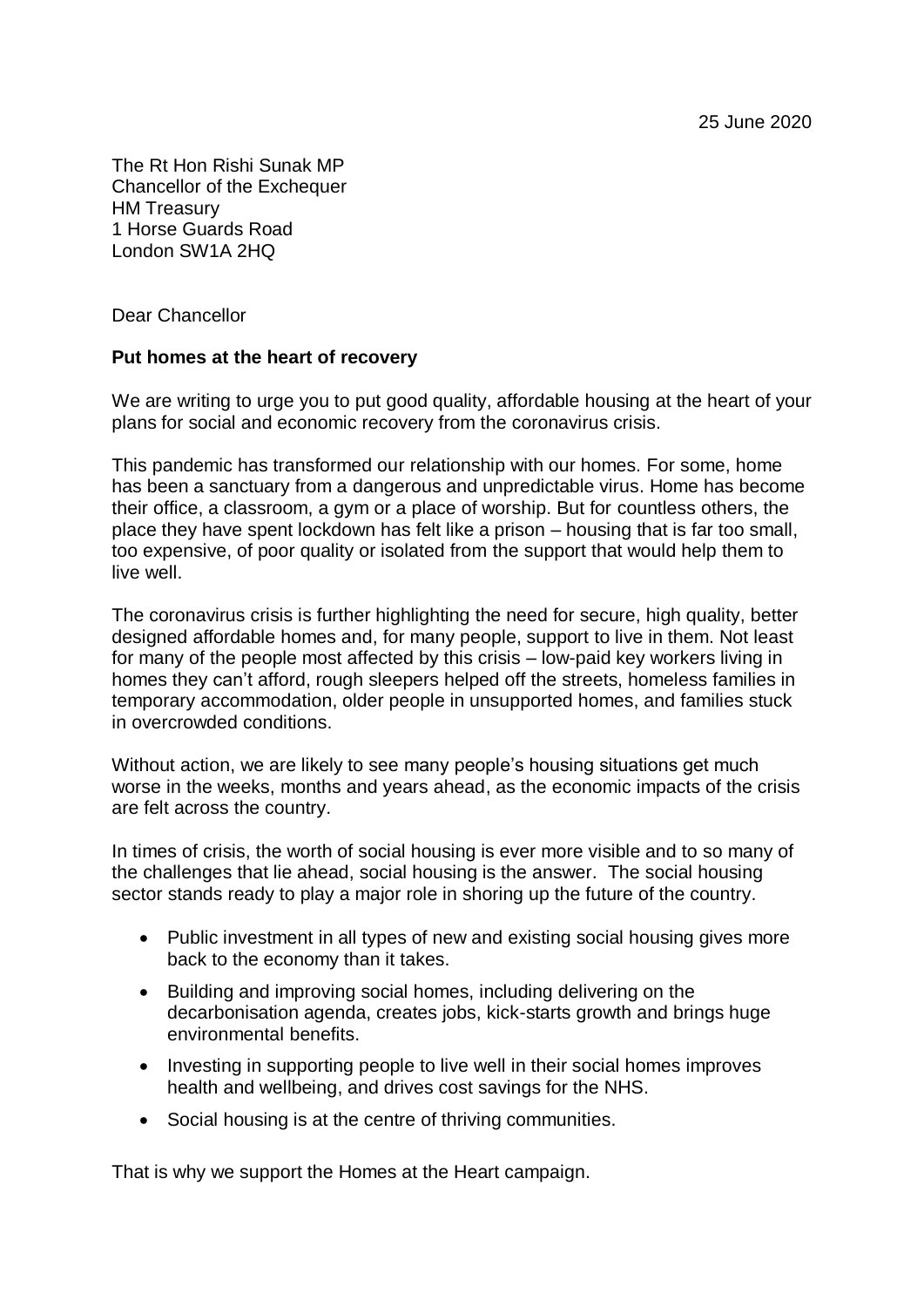25 June 2020

The Rt Hon Rishi Sunak MP
Chancellor of the Exchequer
HM Treasury
1 Horse Guards Road
London SW1A 2HQ

Dear Chancellor

**Put homes at the heart of recovery**

We are writing to urge you to put good quality, affordable housing at the heart of your plans for social and economic recovery from the coronavirus crisis.

This pandemic has transformed our relationship with our homes. For some, home has been a sanctuary from a dangerous and unpredictable virus. Home has become their office, a classroom, a gym or a place of worship. But for countless others, the place they have spent lockdown has felt like a prison – housing that is far too small, too expensive, of poor quality or isolated from the support that would help them to live well.

The coronavirus crisis is further highlighting the need for secure, high quality, better designed affordable homes and, for many people, support to live in them. Not least for many of the people most affected by this crisis – low-paid key workers living in homes they can't afford, rough sleepers helped off the streets, homeless families in temporary accommodation, older people in unsupported homes, and families stuck in overcrowded conditions.

Without action, we are likely to see many people's housing situations get much worse in the weeks, months and years ahead, as the economic impacts of the crisis are felt across the country.

In times of crisis, the worth of social housing is ever more visible and to so many of the challenges that lie ahead, social housing is the answer. The social housing sector stands ready to play a major role in shoring up the future of the country.

- Public investment in all types of new and existing social housing gives more back to the economy than it takes.
- Building and improving social homes, including delivering on the decarbonisation agenda, creates jobs, kick-starts growth and brings huge environmental benefits.
- Investing in supporting people to live well in their social homes improves health and wellbeing, and drives cost savings for the NHS.
- Social housing is at the centre of thriving communities.

That is why we support the Homes at the Heart campaign.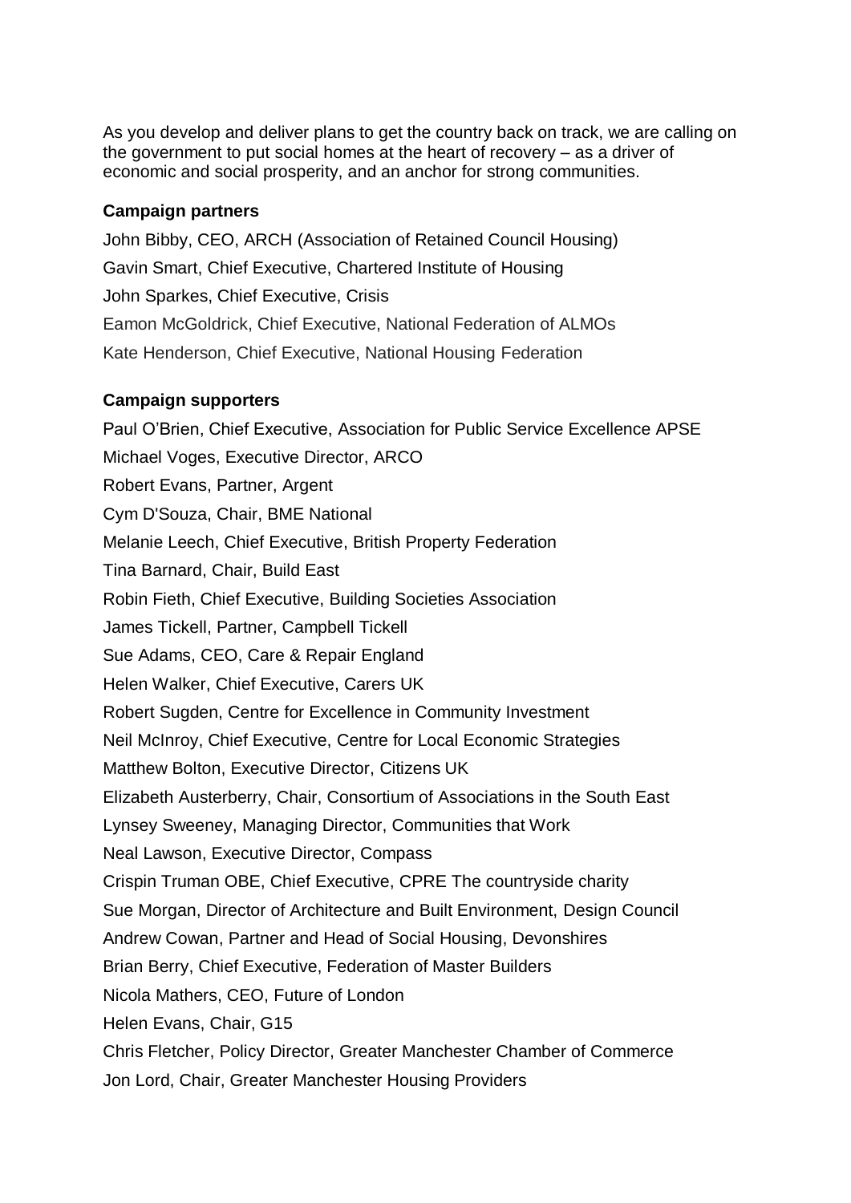As you develop and deliver plans to get the country back on track, we are calling on the government to put social homes at the heart of recovery – as a driver of economic and social prosperity, and an anchor for strong communities.

**Campaign partners**

John Bibby, CEO, ARCH (Association of Retained Council Housing)

Gavin Smart, Chief Executive, Chartered Institute of Housing

John Sparkes, Chief Executive, Crisis

Eamon McGoldrick, Chief Executive, National Federation of ALMOs

Kate Henderson, Chief Executive, National Housing Federation

**Campaign supporters**

Paul O'Brien, Chief Executive, Association for Public Service Excellence APSE

Michael Voges, Executive Director, ARCO

Robert Evans, Partner, Argent

Cym D'Souza, Chair, BME National

Melanie Leech, Chief Executive, British Property Federation

Tina Barnard, Chair, Build East

Robin Fieth, Chief Executive, Building Societies Association

James Tickell, Partner, Campbell Tickell

Sue Adams, CEO, Care & Repair England

Helen Walker, Chief Executive, Carers UK

Robert Sugden, Centre for Excellence in Community Investment

Neil McInroy, Chief Executive, Centre for Local Economic Strategies

Matthew Bolton, Executive Director, Citizens UK

Elizabeth Austerberry, Chair, Consortium of Associations in the South East

Lynsey Sweeney, Managing Director, Communities that Work

Neal Lawson, Executive Director, Compass

Crispin Truman OBE, Chief Executive, CPRE The countryside charity

Sue Morgan, Director of Architecture and Built Environment, Design Council

Andrew Cowan, Partner and Head of Social Housing, Devonshires

Brian Berry, Chief Executive, Federation of Master Builders

Nicola Mathers, CEO, Future of London

Helen Evans, Chair, G15

Chris Fletcher, Policy Director, Greater Manchester Chamber of Commerce

Jon Lord, Chair, Greater Manchester Housing Providers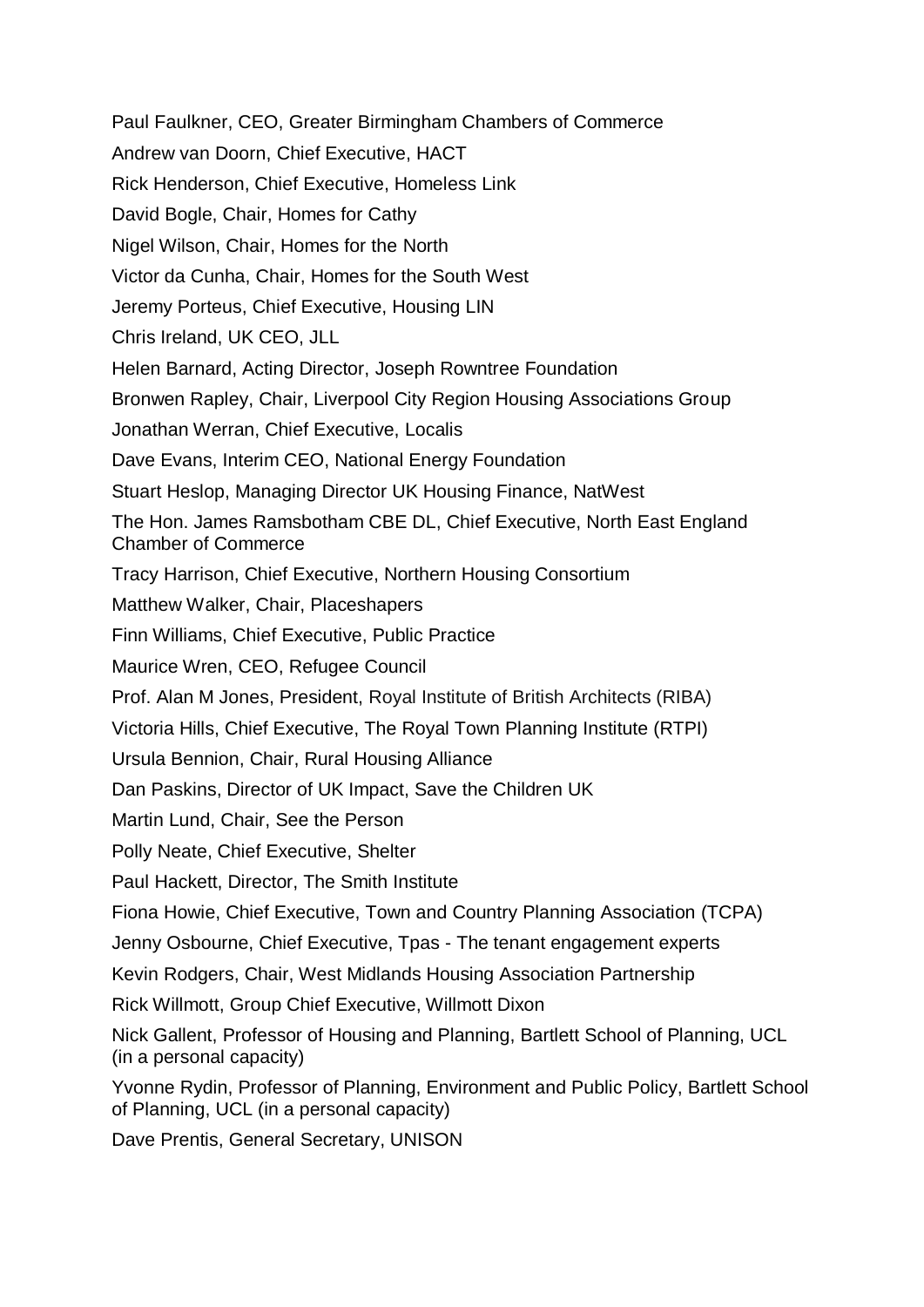Paul Faulkner, CEO, Greater Birmingham Chambers of Commerce

Andrew van Doorn, Chief Executive, HACT

Rick Henderson, Chief Executive, Homeless Link

David Bogle, Chair, Homes for Cathy

Nigel Wilson, Chair, Homes for the North

Victor da Cunha, Chair, Homes for the South West

Jeremy Porteus, Chief Executive, Housing LIN

Chris Ireland, UK CEO, JLL

Helen Barnard, Acting Director, Joseph Rowntree Foundation

Bronwen Rapley, Chair, Liverpool City Region Housing Associations Group

Jonathan Werran, Chief Executive, Localis

Dave Evans, Interim CEO, National Energy Foundation

Stuart Heslop, Managing Director UK Housing Finance, NatWest

The Hon. James Ramsbotham CBE DL, Chief Executive, North East England Chamber of Commerce

Tracy Harrison, Chief Executive, Northern Housing Consortium

Matthew Walker, Chair, Placeshapers

Finn Williams, Chief Executive, Public Practice

Maurice Wren, CEO, Refugee Council

Prof. Alan M Jones, President, Royal Institute of British Architects (RIBA)

Victoria Hills, Chief Executive, The Royal Town Planning Institute (RTPI)

Ursula Bennion, Chair, Rural Housing Alliance

Dan Paskins, Director of UK Impact, Save the Children UK

Martin Lund, Chair, See the Person

Polly Neate, Chief Executive, Shelter

Paul Hackett, Director, The Smith Institute

Fiona Howie, Chief Executive, Town and Country Planning Association (TCPA)

Jenny Osbourne, Chief Executive, Tpas - The tenant engagement experts

Kevin Rodgers, Chair, West Midlands Housing Association Partnership

Rick Willmott, Group Chief Executive, Willmott Dixon

Nick Gallent, Professor of Housing and Planning, Bartlett School of Planning, UCL (in a personal capacity)

Yvonne Rydin, Professor of Planning, Environment and Public Policy, Bartlett School of Planning, UCL (in a personal capacity)

Dave Prentis, General Secretary, UNISON